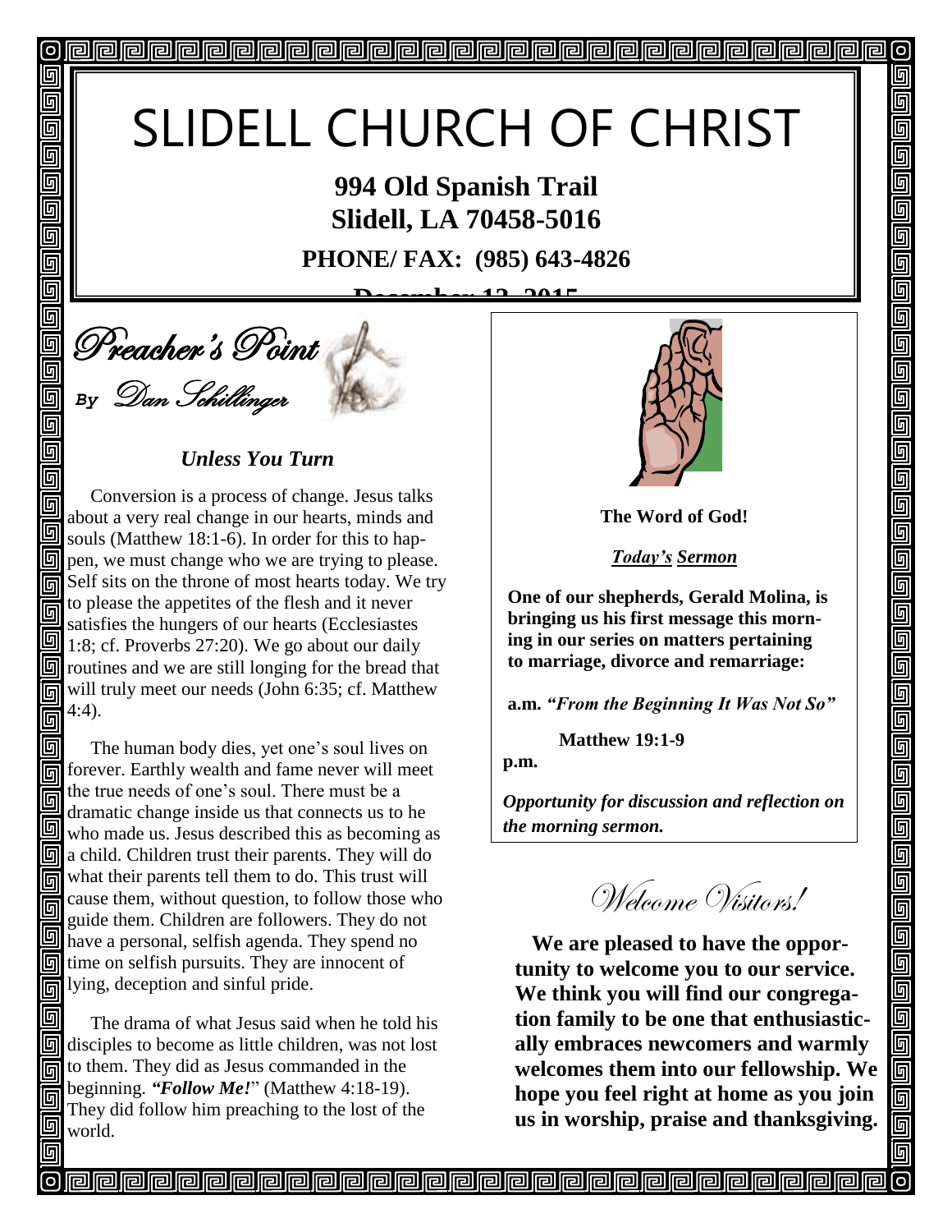# SLIDELL CHURCH OF CHRIST

**994 Old Spanish Trail**
**Slidell, LA 70458-5016**

**PHONE/ FAX: (985) 643-4826**

**December 13, 2015**

## Preacher's Point

*By Dan Schillinger*

### *Unless You Turn*

Conversion is a process of change. Jesus talks about a very real change in our hearts, minds and souls (Matthew 18:1-6). In order for this to happen, we must change who we are trying to please. Self sits on the throne of most hearts today. We try to please the appetites of the flesh and it never satisfies the hungers of our hearts (Ecclesiastes 1:8; cf. Proverbs 27:20). We go about our daily routines and we are still longing for the bread that will truly meet our needs (John 6:35; cf. Matthew 4:4).

The human body dies, yet one's soul lives on forever. Earthly wealth and fame never will meet the true needs of one's soul. There must be a dramatic change inside us that connects us to he who made us. Jesus described this as becoming as a child. Children trust their parents. They will do what their parents tell them to do. This trust will cause them, without question, to follow those who guide them. Children are followers. They do not have a personal, selfish agenda. They spend no time on selfish pursuits. They are innocent of lying, deception and sinful pride.

The drama of what Jesus said when he told his disciples to become as little children, was not lost to them. They did as Jesus commanded in the beginning. ***"Follow Me!"*** (Matthew 4:18-19). They did follow him preaching to the lost of the world.

**The Word of God!**

***Today's Sermon***

**One of our shepherds, Gerald Molina, is bringing us his first message this morning in our series on matters pertaining to marriage, divorce and remarriage:**

**a.m.** ***"From the Beginning It Was Not So"***

**Matthew 19:1-9**

**p.m.**

***Opportunity for discussion and reflection on the morning sermon.***

## Welcome Visitors!

**We are pleased to have the opportunity to welcome you to our service. We think you will find our congregation family to be one that enthusiastically embraces newcomers and warmly welcomes them into our fellowship. We hope you feel right at home as you join us in worship, praise and thanksgiving.**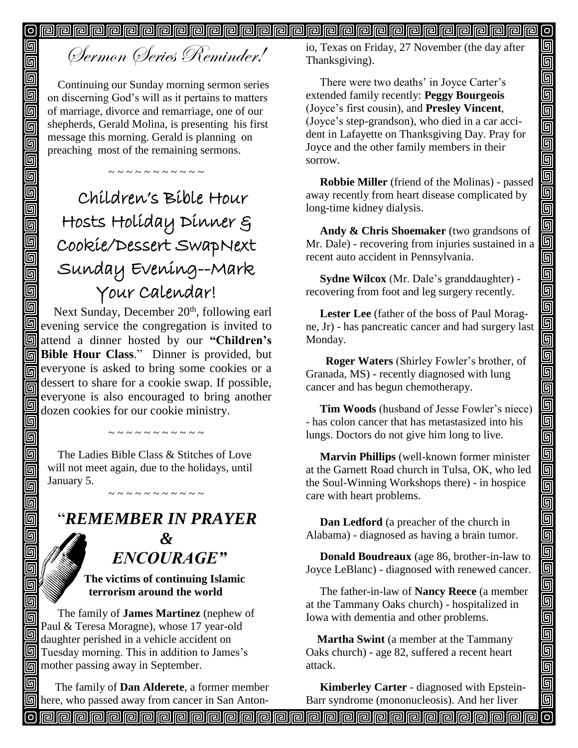# Sermon Series Reminder!

Continuing our Sunday morning sermon series on discerning God's will as it pertains to matters of marriage, divorce and remarriage, one of our shepherds, Gerald Molina, is presenting his first message this morning. Gerald is planning on preaching most of the remaining sermons.

~ ~ ~ ~ ~ ~ ~ ~ ~ ~ ~ ~

## Children's Bible Hour Hosts Holiday Dinner & Cookie/Dessert SwapNext Sunday Evening--Mark Your Calendar!

Next Sunday, December 20th, following earl evening service the congregation is invited to attend a dinner hosted by our **"Children's Bible Hour Class**." Dinner is provided, but everyone is asked to bring some cookies or a dessert to share for a cookie swap. If possible, everyone is also encouraged to bring another dozen cookies for our cookie ministry.

~ ~ ~ ~ ~ ~ ~ ~ ~ ~ ~ ~

The Ladies Bible Class & Stitches of Love will not meet again, due to the holidays, until January 5.

~ ~ ~ ~ ~ ~ ~ ~ ~ ~ ~ ~

## "*REMEMBER IN PRAYER & ENCOURAGE"*

**The victims of continuing Islamic terrorism around the world**

The family of **James Martinez** (nephew of Paul & Teresa Moragne), whose 17 year-old daughter perished in a vehicle accident on Tuesday morning. This in addition to James's mother passing away in September.

The family of **Dan Alderete**, a former member here, who passed away from cancer in San Antonio, Texas on Friday, 27 November (the day after Thanksgiving).

There were two deaths' in Joyce Carter's extended family recently: **Peggy Bourgeois** (Joyce's first cousin), and **Presley Vincent**, (Joyce's step-grandson), who died in a car accident in Lafayette on Thanksgiving Day. Pray for Joyce and the other family members in their sorrow.

**Robbie Miller** (friend of the Molinas) - passed away recently from heart disease complicated by long-time kidney dialysis.

**Andy & Chris Shoemaker** (two grandsons of Mr. Dale) - recovering from injuries sustained in a recent auto accident in Pennsylvania.

**Sydne Wilcox** (Mr. Dale's granddaughter) - recovering from foot and leg surgery recently.

**Lester Lee** (father of the boss of Paul Moragne, Jr) - has pancreatic cancer and had surgery last Monday.

**Roger Waters** (Shirley Fowler's brother, of Granada, MS) - recently diagnosed with lung cancer and has begun chemotherapy.

**Tim Woods** (husband of Jesse Fowler's niece) - has colon cancer that has metastasized into his lungs. Doctors do not give him long to live.

**Marvin Phillips** (well-known former minister at the Garnett Road church in Tulsa, OK, who led the Soul-Winning Workshops there) - in hospice care with heart problems.

**Dan Ledford** (a preacher of the church in Alabama) - diagnosed as having a brain tumor.

**Donald Boudreaux** (age 86, brother-in-law to Joyce LeBlanc) - diagnosed with renewed cancer.

The father-in-law of **Nancy Reece** (a member at the Tammany Oaks church) - hospitalized in Iowa with dementia and other problems.

**Martha Swint** (a member at the Tammany Oaks church) - age 82, suffered a recent heart attack.

**Kimberley Carter** - diagnosed with Epstein-Barr syndrome (mononucleosis). And her liver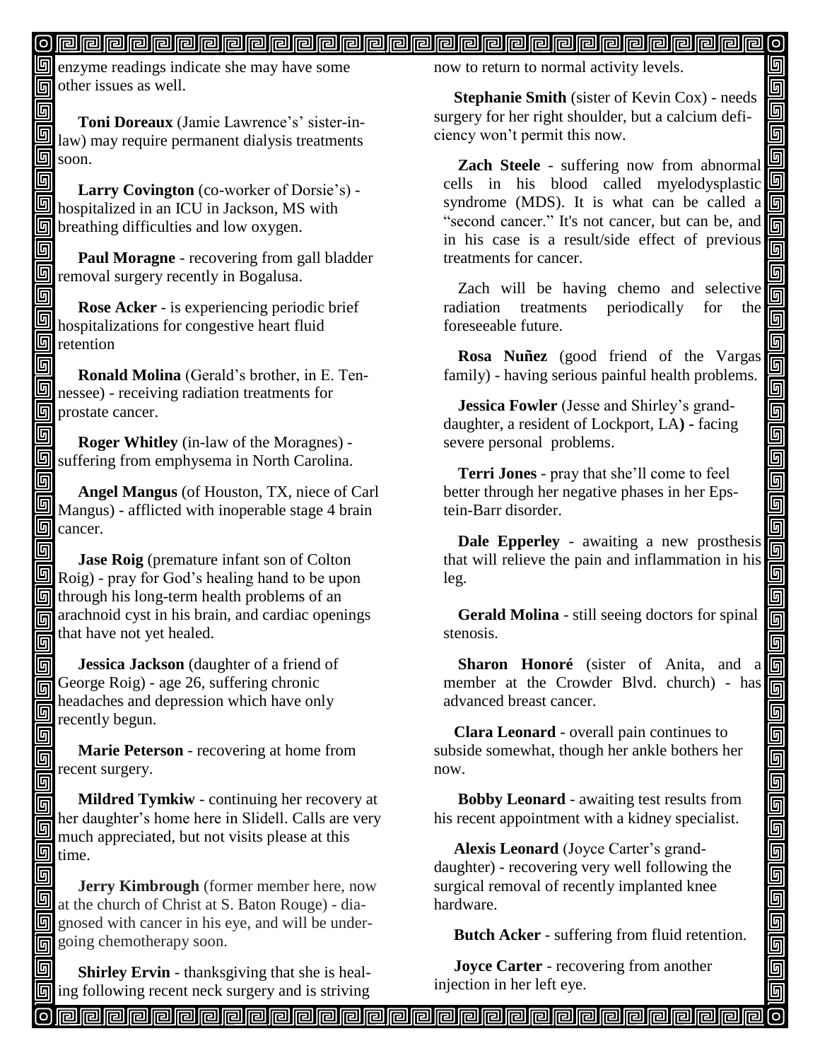enzyme readings indicate she may have some other issues as well.

**Toni Doreaux** (Jamie Lawrence's' sister-in-law) may require permanent dialysis treatments soon.

**Larry Covington** (co-worker of Dorsie's) - hospitalized in an ICU in Jackson, MS with breathing difficulties and low oxygen.

**Paul Moragne** - recovering from gall bladder removal surgery recently in Bogalusa.

**Rose Acker** - is experiencing periodic brief hospitalizations for congestive heart fluid retention

**Ronald Molina** (Gerald's brother, in E. Tennessee) - receiving radiation treatments for prostate cancer.

**Roger Whitley** (in-law of the Moragnes) - suffering from emphysema in North Carolina.

**Angel Mangus** (of Houston, TX, niece of Carl Mangus) - afflicted with inoperable stage 4 brain cancer.

**Jase Roig** (premature infant son of Colton Roig) - pray for God's healing hand to be upon through his long-term health problems of an arachnoid cyst in his brain, and cardiac openings that have not yet healed.

**Jessica Jackson** (daughter of a friend of George Roig) - age 26, suffering chronic headaches and depression which have only recently begun.

**Marie Peterson** - recovering at home from recent surgery.

**Mildred Tymkiw** - continuing her recovery at her daughter's home here in Slidell. Calls are very much appreciated, but not visits please at this time.

**Jerry Kimbrough** (former member here, now at the church of Christ at S. Baton Rouge) - diagnosed with cancer in his eye, and will be undergoing chemotherapy soon.

**Shirley Ervin** - thanksgiving that she is healing following recent neck surgery and is striving now to return to normal activity levels.

**Stephanie Smith** (sister of Kevin Cox) - needs surgery for her right shoulder, but a calcium deficiency won't permit this now.

**Zach Steele** - suffering now from abnormal cells in his blood called myelodysplastic syndrome (MDS). It is what can be called a "second cancer." It's not cancer, but can be, and in his case is a result/side effect of previous treatments for cancer.

Zach will be having chemo and selective radiation treatments periodically for the foreseeable future.

**Rosa Nuñez** (good friend of the Vargas family) - having serious painful health problems.

**Jessica Fowler** (Jesse and Shirley's granddaughter, a resident of Lockport, LA**)** - facing severe personal problems.

**Terri Jones** - pray that she'll come to feel better through her negative phases in her Epstein-Barr disorder.

**Dale Epperley** - awaiting a new prosthesis that will relieve the pain and inflammation in his leg.

**Gerald Molina** - still seeing doctors for spinal stenosis.

**Sharon Honoré** (sister of Anita, and a member at the Crowder Blvd. church) - has advanced breast cancer.

**Clara Leonard** - overall pain continues to subside somewhat, though her ankle bothers her now.

**Bobby Leonard** - awaiting test results from his recent appointment with a kidney specialist.

**Alexis Leonard** (Joyce Carter's granddaughter) - recovering very well following the surgical removal of recently implanted knee hardware.

**Butch Acker** - suffering from fluid retention.

**Joyce Carter** - recovering from another injection in her left eye.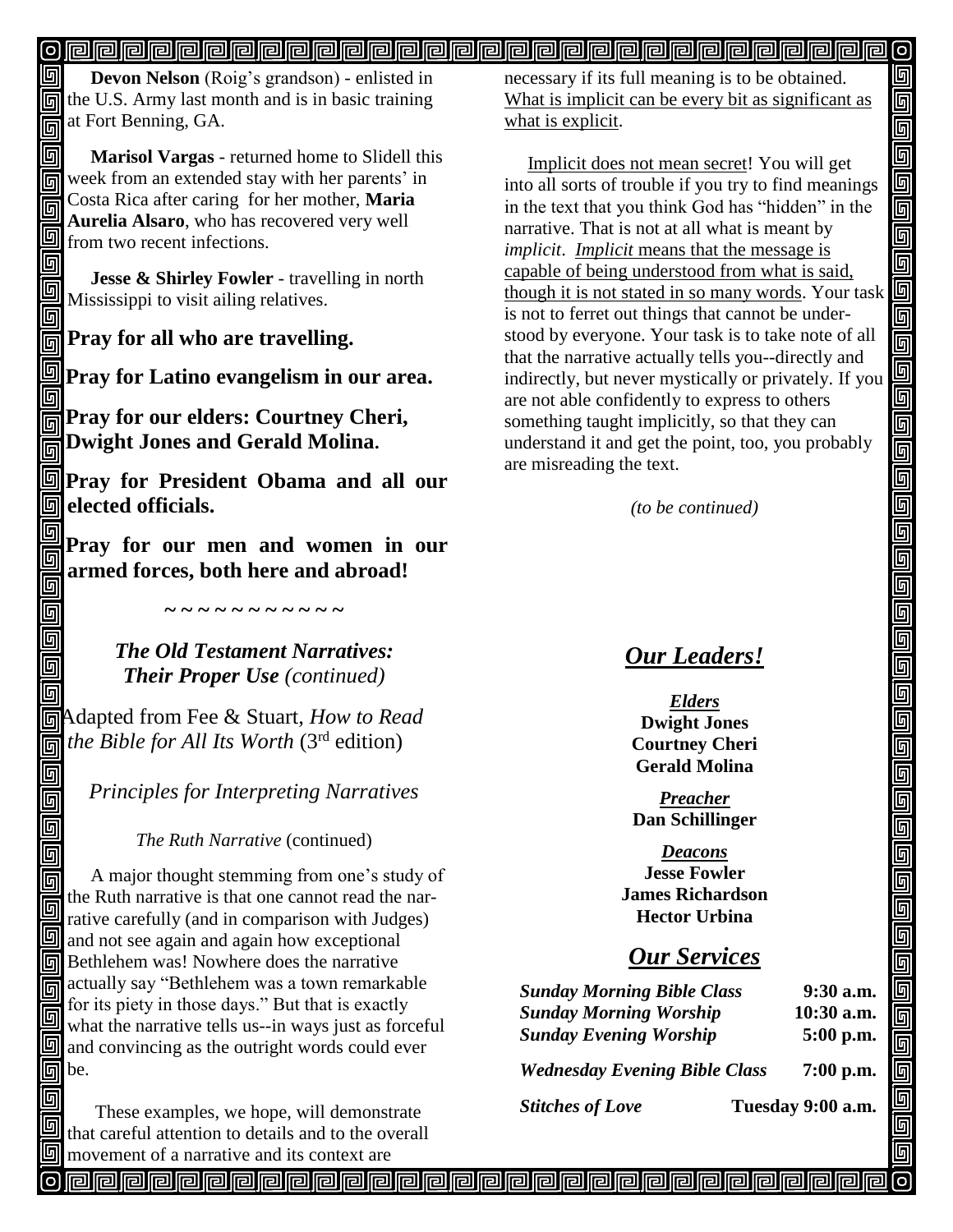**Devon Nelson** (Roig's grandson) - enlisted in the U.S. Army last month and is in basic training at Fort Benning, GA.

**Marisol Vargas** - returned home to Slidell this week from an extended stay with her parents' in Costa Rica after caring for her mother, **Maria Aurelia Alsaro**, who has recovered very well from two recent infections.

**Jesse & Shirley Fowler** - travelling in north Mississippi to visit ailing relatives.

**Pray for all who are travelling.**

**Pray for Latino evangelism in our area.**

**Pray for our elders: Courtney Cheri, Dwight Jones and Gerald Molina.**

**Pray for President Obama and all our elected officials.**

**Pray for our men and women in our armed forces, both here and abroad!**

~ ~ ~ ~ ~ ~ ~ ~ ~ ~ ~ ~

## *The Old Testament Narratives: Their Proper Use (continued)*

Adapted from Fee & Stuart, *How to Read the Bible for All Its Worth* (3rd edition)

### *Principles for Interpreting Narratives*

*The Ruth Narrative* (continued)

A major thought stemming from one's study of the Ruth narrative is that one cannot read the narrative carefully (and in comparison with Judges) and not see again and again how exceptional Bethlehem was! Nowhere does the narrative actually say "Bethlehem was a town remarkable for its piety in those days." But that is exactly what the narrative tells us--in ways just as forceful and convincing as the outright words could ever be.

These examples, we hope, will demonstrate that careful attention to details and to the overall movement of a narrative and its context are necessary if its full meaning is to be obtained. What is implicit can be every bit as significant as what is explicit.

Implicit does not mean secret! You will get into all sorts of trouble if you try to find meanings in the text that you think God has "hidden" in the narrative. That is not at all what is meant by *implicit*. *Implicit* means that the message is capable of being understood from what is said, though it is not stated in so many words. Your task is not to ferret out things that cannot be understood by everyone. Your task is to take note of all that the narrative actually tells you--directly and indirectly, but never mystically or privately. If you are not able confidently to express to others something taught implicitly, so that they can understand it and get the point, too, you probably are misreading the text.

*(to be continued)*

## *Our Leaders!*

***Elders***
**Dwight Jones**
**Courtney Cheri**
**Gerald Molina**

***Preacher***
**Dan Schillinger**

***Deacons***
**Jesse Fowler**
**James Richardson**
**Hector Urbina**

## *Our Services*

| | |
|---|---|
| ***Sunday Morning Bible Class*** | **9:30 a.m.** |
| ***Sunday Morning Worship*** | **10:30 a.m.** |
| ***Sunday Evening Worship*** | **5:00 p.m.** |
| ***Wednesday Evening Bible Class*** | **7:00 p.m.** |
| ***Stitches of Love*** | **Tuesday 9:00 a.m.** |